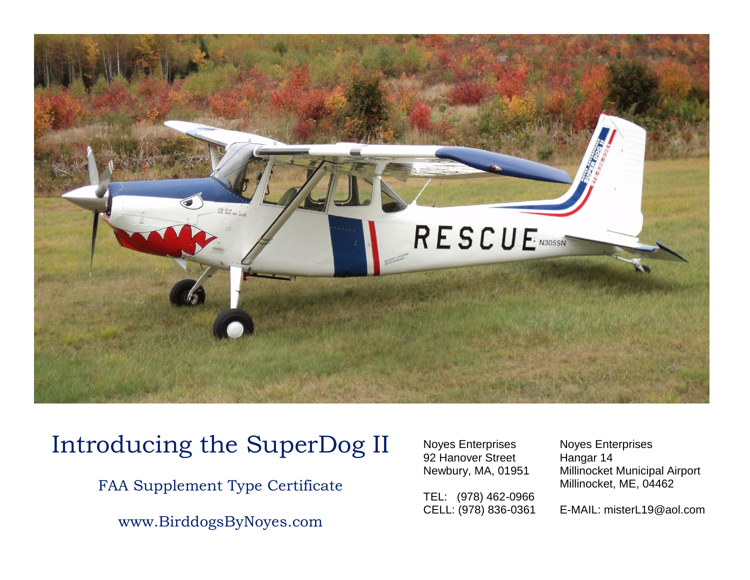# Introducing the SuperDog II

FAA Supplement Type Certificate

www.BirddogsByNoyes.com

Noyes Enterprises
92 Hanover Street
Newbury, MA, 01951

TEL: (978) 462-0966
CELL: (978) 836-0361

Noyes Enterprises
Hangar 14
Millinocket Municipal Airport
Millinocket, ME, 04462

E-MAIL: misterL19@aol.com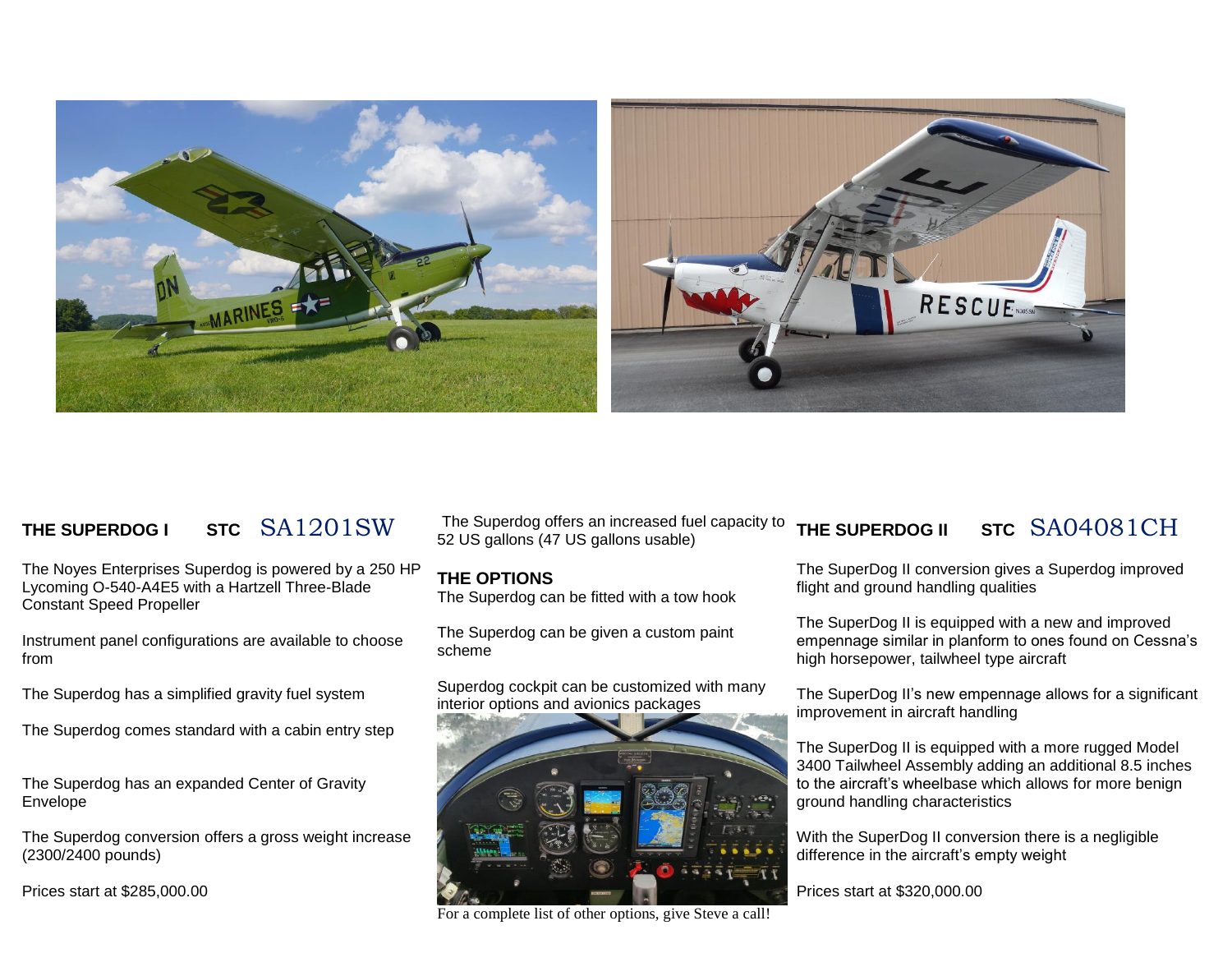## THE SUPERDOG I STC SA1201SW

The Noyes Enterprises Superdog is powered by a 250 HP Lycoming O-540-A4E5 with a Hartzell Three-Blade Constant Speed Propeller

Instrument panel configurations are available to choose from

The Superdog has a simplified gravity fuel system

The Superdog comes standard with a cabin entry step

The Superdog has an expanded Center of Gravity Envelope

The Superdog conversion offers a gross weight increase (2300/2400 pounds)

Prices start at $285,000.00

The Superdog offers an increased fuel capacity to 52 US gallons (47 US gallons usable)

## THE OPTIONS

The Superdog can be fitted with a tow hook

The Superdog can be given a custom paint scheme

Superdog cockpit can be customized with many interior options and avionics packages

For a complete list of other options, give Steve a call!

## THE SUPERDOG II STC SA04081CH

The SuperDog II conversion gives a Superdog improved flight and ground handling qualities

The SuperDog II is equipped with a new and improved empennage similar in planform to ones found on Cessna's high horsepower, tailwheel type aircraft

The SuperDog II's new empennage allows for a significant improvement in aircraft handling

The SuperDog II is equipped with a more rugged Model 3400 Tailwheel Assembly adding an additional 8.5 inches to the aircraft's wheelbase which allows for more benign ground handling characteristics

With the SuperDog II conversion there is a negligible difference in the aircraft's empty weight

Prices start at $320,000.00